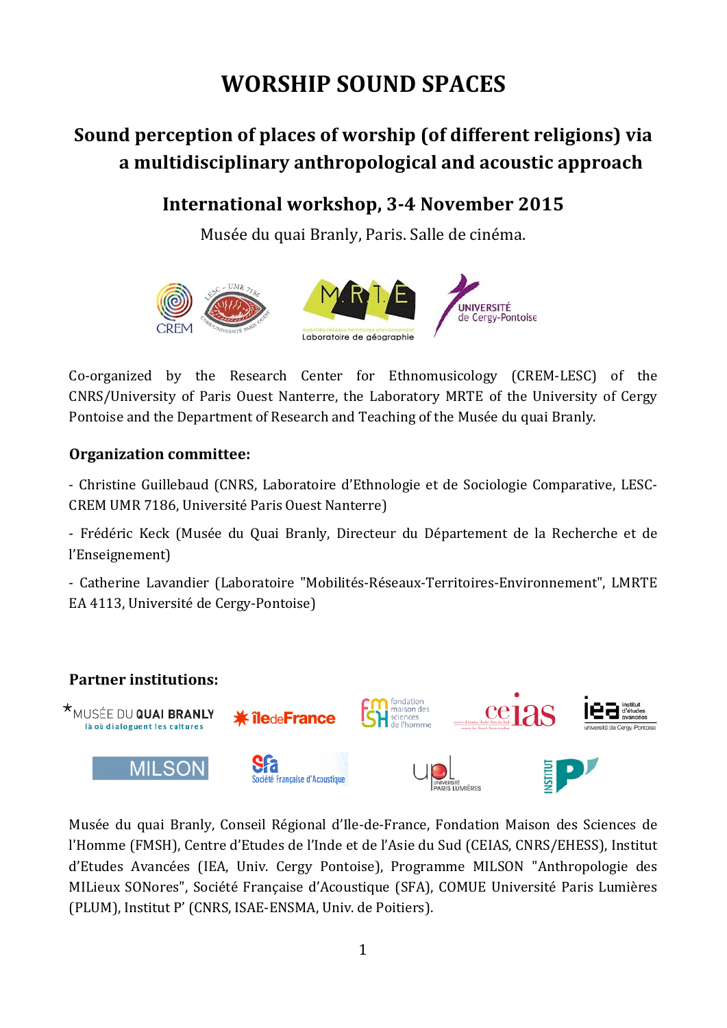# WORSHIP SOUND SPACES

## Sound perception of places of worship (of different religions) via a multidisciplinary anthropological and acoustic approach

### International workshop, 3-4 November 2015

Musée du quai Branly, Paris. Salle de cinéma.

Co-organized by the Research Center for Ethnomusicology (CREM-LESC) of the CNRS/University of Paris Ouest Nanterre, the Laboratory MRTE of the University of Cergy Pontoise and the Department of Research and Teaching of the Musée du quai Branly.

**Organization committee:**

- Christine Guillebaud (CNRS, Laboratoire d'Ethnologie et de Sociologie Comparative, LESC-CREM UMR 7186, Université Paris Ouest Nanterre)

- Frédéric Keck (Musée du Quai Branly, Directeur du Département de la Recherche et de l'Enseignement)

- Catherine Lavandier (Laboratoire "Mobilités-Réseaux-Territoires-Environnement", LMRTE EA 4113, Université de Cergy-Pontoise)

**Partner institutions:**

Musée du quai Branly, Conseil Régional d'Ile-de-France, Fondation Maison des Sciences de l'Homme (FMSH), Centre d'Etudes de l'Inde et de l'Asie du Sud (CEIAS, CNRS/EHESS), Institut d'Etudes Avancées (IEA, Univ. Cergy Pontoise), Programme MILSON "Anthropologie des MILieux SONores", Société Française d'Acoustique (SFA), COMUE Université Paris Lumières (PLUM), Institut P' (CNRS, ISAE-ENSMA, Univ. de Poitiers).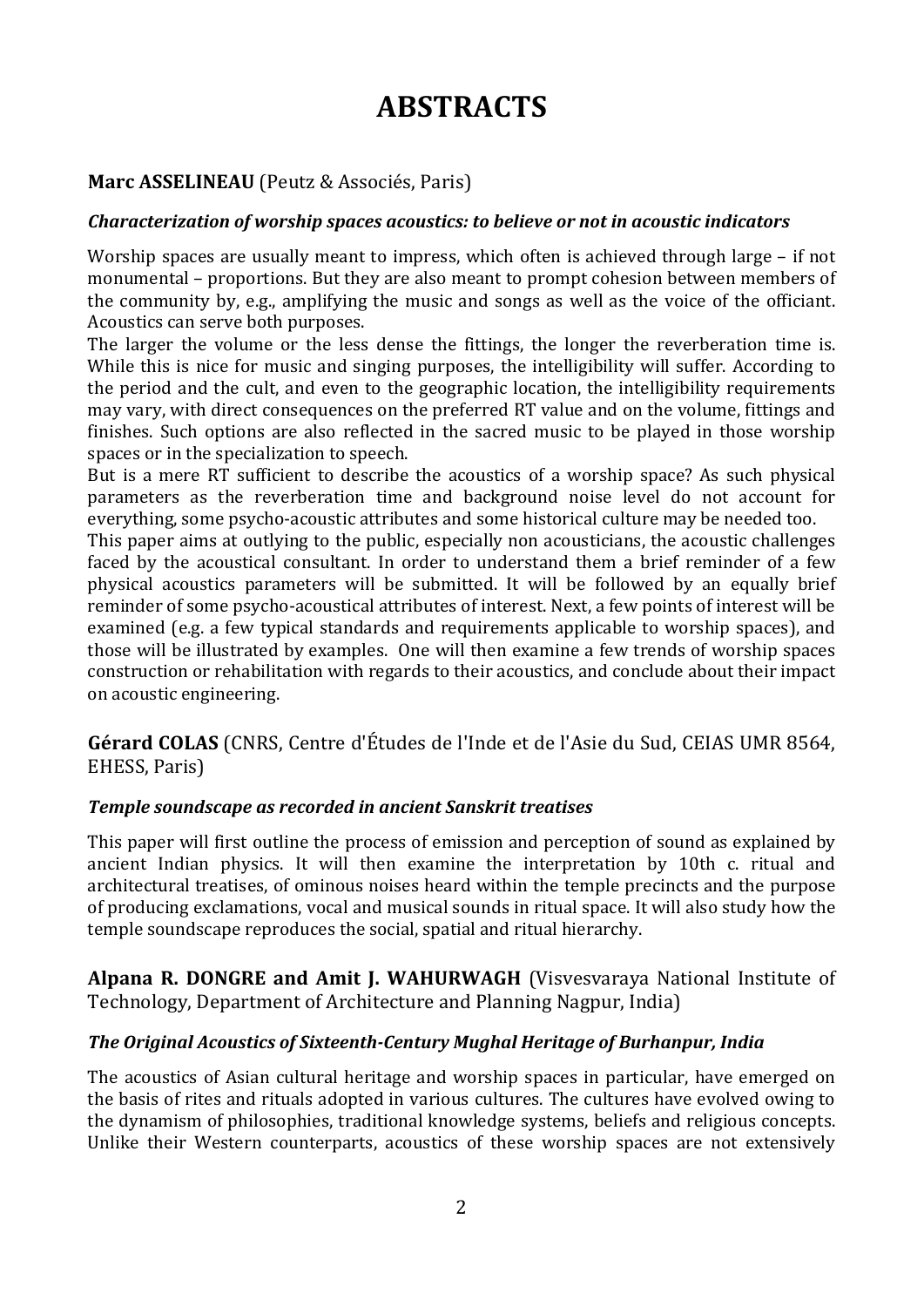# ABSTRACTS

**Marc ASSELINEAU** (Peutz & Associés, Paris)

***Characterization of worship spaces acoustics: to believe or not in acoustic indicators***

Worship spaces are usually meant to impress, which often is achieved through large – if not monumental – proportions. But they are also meant to prompt cohesion between members of the community by, e.g., amplifying the music and songs as well as the voice of the officiant. Acoustics can serve both purposes.

The larger the volume or the less dense the fittings, the longer the reverberation time is. While this is nice for music and singing purposes, the intelligibility will suffer. According to the period and the cult, and even to the geographic location, the intelligibility requirements may vary, with direct consequences on the preferred RT value and on the volume, fittings and finishes. Such options are also reflected in the sacred music to be played in those worship spaces or in the specialization to speech.

But is a mere RT sufficient to describe the acoustics of a worship space? As such physical parameters as the reverberation time and background noise level do not account for everything, some psycho-acoustic attributes and some historical culture may be needed too.

This paper aims at outlying to the public, especially non acousticians, the acoustic challenges faced by the acoustical consultant. In order to understand them a brief reminder of a few physical acoustics parameters will be submitted. It will be followed by an equally brief reminder of some psycho-acoustical attributes of interest. Next, a few points of interest will be examined (e.g. a few typical standards and requirements applicable to worship spaces), and those will be illustrated by examples. One will then examine a few trends of worship spaces construction or rehabilitation with regards to their acoustics, and conclude about their impact on acoustic engineering.

**Gérard COLAS** (CNRS, Centre d'Études de l'Inde et de l'Asie du Sud, CEIAS UMR 8564, EHESS, Paris)

***Temple soundscape as recorded in ancient Sanskrit treatises***

This paper will first outline the process of emission and perception of sound as explained by ancient Indian physics. It will then examine the interpretation by 10th c. ritual and architectural treatises, of ominous noises heard within the temple precincts and the purpose of producing exclamations, vocal and musical sounds in ritual space. It will also study how the temple soundscape reproduces the social, spatial and ritual hierarchy.

**Alpana R. DONGRE and Amit J. WAHURWAGH** (Visvesvaraya National Institute of Technology, Department of Architecture and Planning Nagpur, India)

***The Original Acoustics of Sixteenth-Century Mughal Heritage of Burhanpur, India***

The acoustics of Asian cultural heritage and worship spaces in particular, have emerged on the basis of rites and rituals adopted in various cultures. The cultures have evolved owing to the dynamism of philosophies, traditional knowledge systems, beliefs and religious concepts. Unlike their Western counterparts, acoustics of these worship spaces are not extensively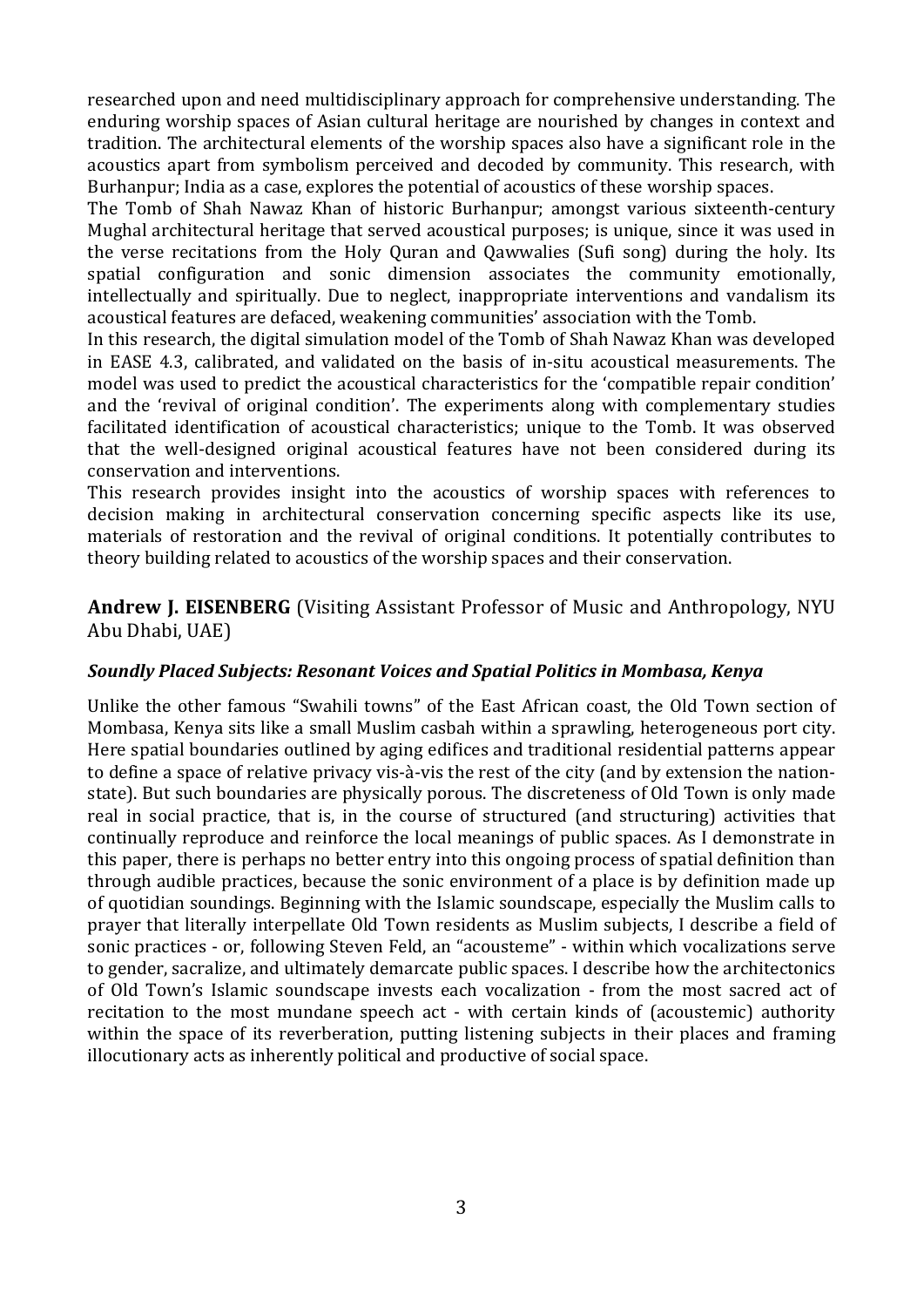researched upon and need multidisciplinary approach for comprehensive understanding. The enduring worship spaces of Asian cultural heritage are nourished by changes in context and tradition. The architectural elements of the worship spaces also have a significant role in the acoustics apart from symbolism perceived and decoded by community. This research, with Burhanpur; India as a case, explores the potential of acoustics of these worship spaces.

The Tomb of Shah Nawaz Khan of historic Burhanpur; amongst various sixteenth-century Mughal architectural heritage that served acoustical purposes; is unique, since it was used in the verse recitations from the Holy Quran and Qawwalies (Sufi song) during the holy. Its spatial configuration and sonic dimension associates the community emotionally, intellectually and spiritually. Due to neglect, inappropriate interventions and vandalism its acoustical features are defaced, weakening communities' association with the Tomb.

In this research, the digital simulation model of the Tomb of Shah Nawaz Khan was developed in EASE 4.3, calibrated, and validated on the basis of in-situ acoustical measurements. The model was used to predict the acoustical characteristics for the 'compatible repair condition' and the 'revival of original condition'. The experiments along with complementary studies facilitated identification of acoustical characteristics; unique to the Tomb. It was observed that the well-designed original acoustical features have not been considered during its conservation and interventions.

This research provides insight into the acoustics of worship spaces with references to decision making in architectural conservation concerning specific aspects like its use, materials of restoration and the revival of original conditions. It potentially contributes to theory building related to acoustics of the worship spaces and their conservation.

## **Andrew J. EISENBERG** (Visiting Assistant Professor of Music and Anthropology, NYU Abu Dhabi, UAE)

### ***Soundly Placed Subjects: Resonant Voices and Spatial Politics in Mombasa, Kenya***

Unlike the other famous "Swahili towns" of the East African coast, the Old Town section of Mombasa, Kenya sits like a small Muslim casbah within a sprawling, heterogeneous port city. Here spatial boundaries outlined by aging edifices and traditional residential patterns appear to define a space of relative privacy vis-à-vis the rest of the city (and by extension the nation-state). But such boundaries are physically porous. The discreteness of Old Town is only made real in social practice, that is, in the course of structured (and structuring) activities that continually reproduce and reinforce the local meanings of public spaces. As I demonstrate in this paper, there is perhaps no better entry into this ongoing process of spatial definition than through audible practices, because the sonic environment of a place is by definition made up of quotidian soundings. Beginning with the Islamic soundscape, especially the Muslim calls to prayer that literally interpellate Old Town residents as Muslim subjects, I describe a field of sonic practices - or, following Steven Feld, an "acousteme" - within which vocalizations serve to gender, sacralize, and ultimately demarcate public spaces. I describe how the architectonics of Old Town's Islamic soundscape invests each vocalization - from the most sacred act of recitation to the most mundane speech act - with certain kinds of (acoustemic) authority within the space of its reverberation, putting listening subjects in their places and framing illocutionary acts as inherently political and productive of social space.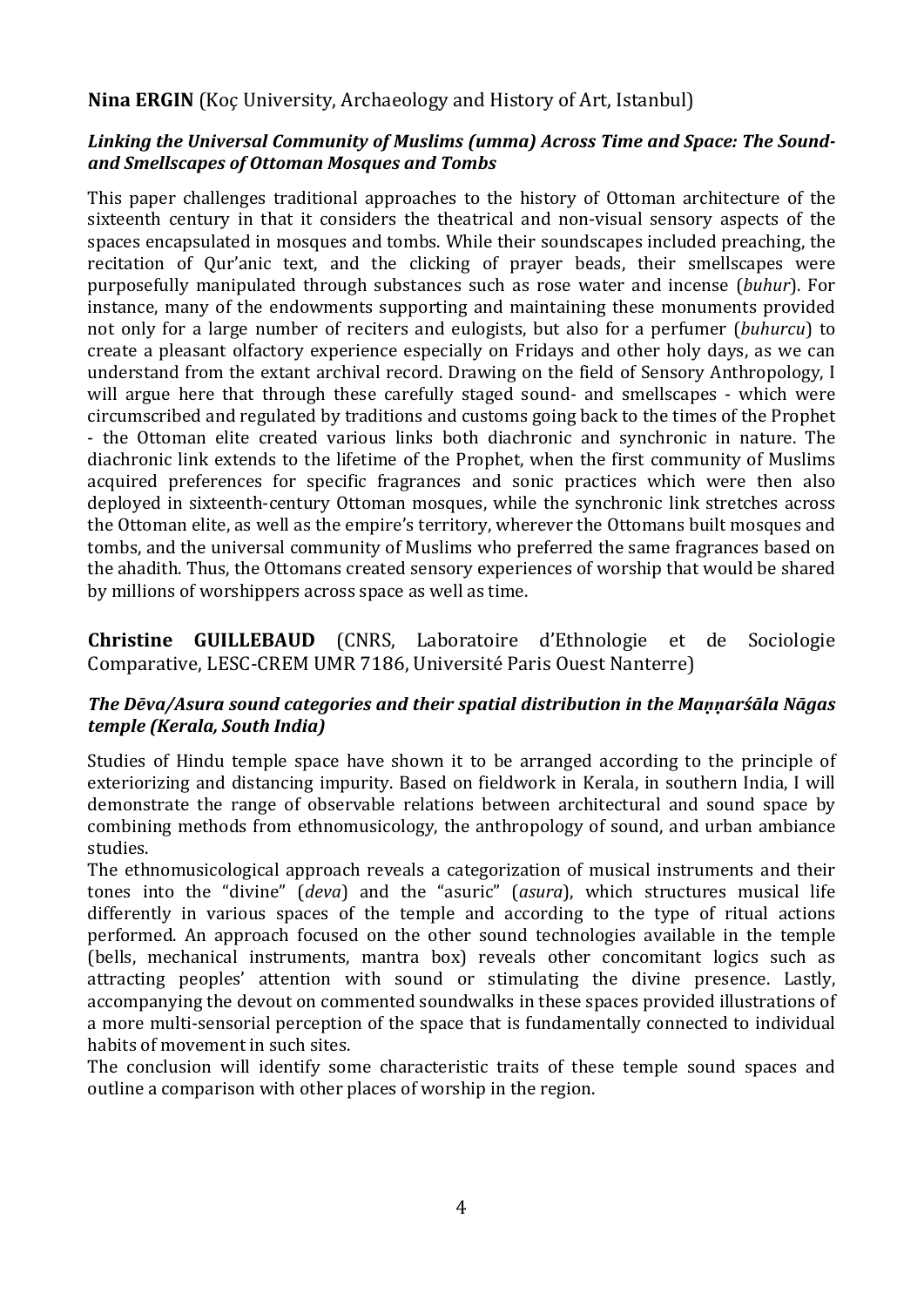**Nina ERGIN** (Koç University, Archaeology and History of Art, Istanbul)

***Linking the Universal Community of Muslims (umma) Across Time and Space: The Sound- and Smellscapes of Ottoman Mosques and Tombs***

This paper challenges traditional approaches to the history of Ottoman architecture of the sixteenth century in that it considers the theatrical and non-visual sensory aspects of the spaces encapsulated in mosques and tombs. While their soundscapes included preaching, the recitation of Qur'anic text, and the clicking of prayer beads, their smellscapes were purposefully manipulated through substances such as rose water and incense (*buhur*). For instance, many of the endowments supporting and maintaining these monuments provided not only for a large number of reciters and eulogists, but also for a perfumer (*buhurcu*) to create a pleasant olfactory experience especially on Fridays and other holy days, as we can understand from the extant archival record. Drawing on the field of Sensory Anthropology, I will argue here that through these carefully staged sound- and smellscapes - which were circumscribed and regulated by traditions and customs going back to the times of the Prophet - the Ottoman elite created various links both diachronic and synchronic in nature. The diachronic link extends to the lifetime of the Prophet, when the first community of Muslims acquired preferences for specific fragrances and sonic practices which were then also deployed in sixteenth-century Ottoman mosques, while the synchronic link stretches across the Ottoman elite, as well as the empire's territory, wherever the Ottomans built mosques and tombs, and the universal community of Muslims who preferred the same fragrances based on the ahadith. Thus, the Ottomans created sensory experiences of worship that would be shared by millions of worshippers across space as well as time.

**Christine GUILLEBAUD** (CNRS, Laboratoire d'Ethnologie et de Sociologie Comparative, LESC-CREM UMR 7186, Université Paris Ouest Nanterre)

***The Dēva/Asura sound categories and their spatial distribution in the Maṇṇarśāla Nāgas temple (Kerala, South India)***

Studies of Hindu temple space have shown it to be arranged according to the principle of exteriorizing and distancing impurity. Based on fieldwork in Kerala, in southern India, I will demonstrate the range of observable relations between architectural and sound space by combining methods from ethnomusicology, the anthropology of sound, and urban ambiance studies.

The ethnomusicological approach reveals a categorization of musical instruments and their tones into the "divine" (*deva*) and the "asuric" (*asura*), which structures musical life differently in various spaces of the temple and according to the type of ritual actions performed. An approach focused on the other sound technologies available in the temple (bells, mechanical instruments, mantra box) reveals other concomitant logics such as attracting peoples' attention with sound or stimulating the divine presence. Lastly, accompanying the devout on commented soundwalks in these spaces provided illustrations of a more multi-sensorial perception of the space that is fundamentally connected to individual habits of movement in such sites.

The conclusion will identify some characteristic traits of these temple sound spaces and outline a comparison with other places of worship in the region.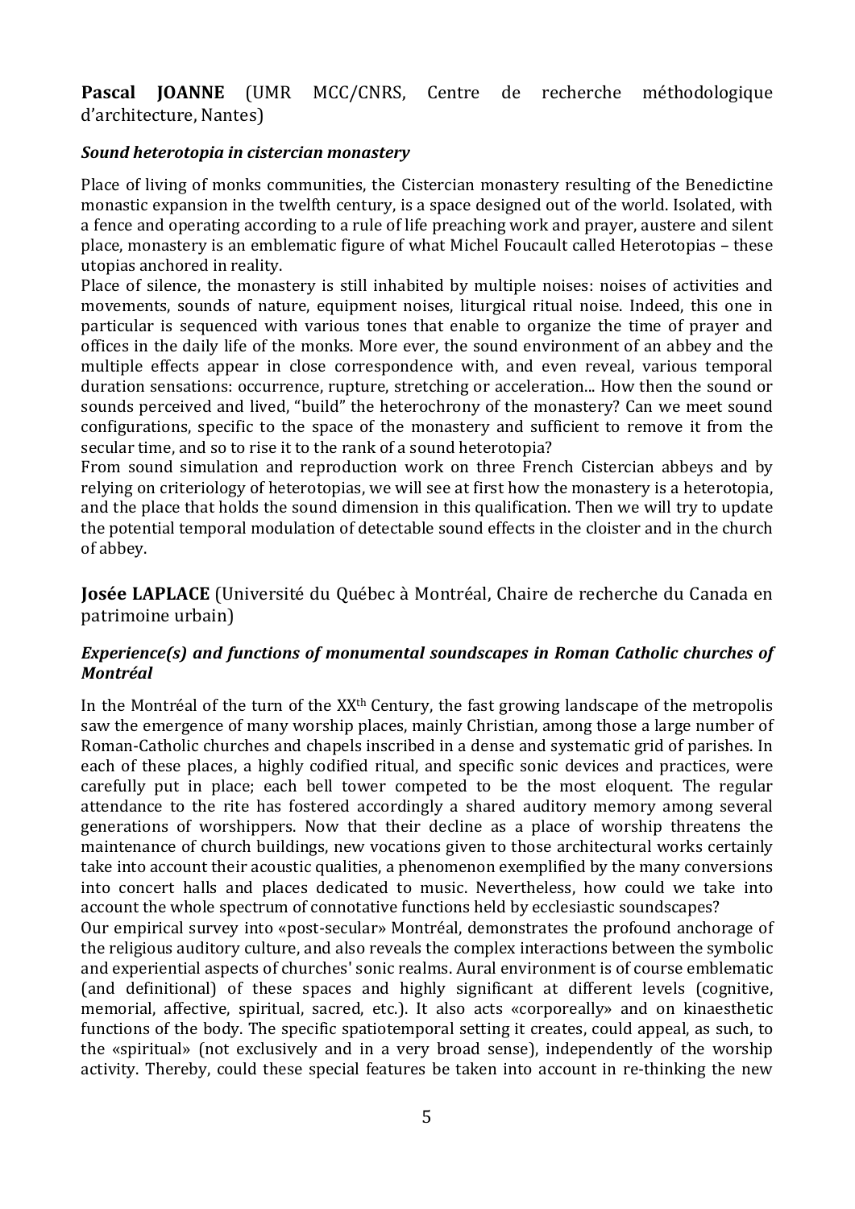**Pascal JOANNE** (UMR MCC/CNRS, Centre de recherche méthodologique d'architecture, Nantes)

***Sound heterotopia in cistercian monastery***

Place of living of monks communities, the Cistercian monastery resulting of the Benedictine monastic expansion in the twelfth century, is a space designed out of the world. Isolated, with a fence and operating according to a rule of life preaching work and prayer, austere and silent place, monastery is an emblematic figure of what Michel Foucault called Heterotopias – these utopias anchored in reality.

Place of silence, the monastery is still inhabited by multiple noises: noises of activities and movements, sounds of nature, equipment noises, liturgical ritual noise. Indeed, this one in particular is sequenced with various tones that enable to organize the time of prayer and offices in the daily life of the monks. More ever, the sound environment of an abbey and the multiple effects appear in close correspondence with, and even reveal, various temporal duration sensations: occurrence, rupture, stretching or acceleration... How then the sound or sounds perceived and lived, "build" the heterochrony of the monastery? Can we meet sound configurations, specific to the space of the monastery and sufficient to remove it from the secular time, and so to rise it to the rank of a sound heterotopia?

From sound simulation and reproduction work on three French Cistercian abbeys and by relying on criteriology of heterotopias, we will see at first how the monastery is a heterotopia, and the place that holds the sound dimension in this qualification. Then we will try to update the potential temporal modulation of detectable sound effects in the cloister and in the church of abbey.

**Josée LAPLACE** (Université du Québec à Montréal, Chaire de recherche du Canada en patrimoine urbain)

***Experience(s) and functions of monumental soundscapes in Roman Catholic churches of Montréal***

In the Montréal of the turn of the XX[th] Century, the fast growing landscape of the metropolis saw the emergence of many worship places, mainly Christian, among those a large number of Roman-Catholic churches and chapels inscribed in a dense and systematic grid of parishes. In each of these places, a highly codified ritual, and specific sonic devices and practices, were carefully put in place; each bell tower competed to be the most eloquent. The regular attendance to the rite has fostered accordingly a shared auditory memory among several generations of worshippers. Now that their decline as a place of worship threatens the maintenance of church buildings, new vocations given to those architectural works certainly take into account their acoustic qualities, a phenomenon exemplified by the many conversions into concert halls and places dedicated to music. Nevertheless, how could we take into account the whole spectrum of connotative functions held by ecclesiastic soundscapes?

Our empirical survey into «post-secular» Montréal, demonstrates the profound anchorage of the religious auditory culture, and also reveals the complex interactions between the symbolic and experiential aspects of churches' sonic realms. Aural environment is of course emblematic (and definitional) of these spaces and highly significant at different levels (cognitive, memorial, affective, spiritual, sacred, etc.). It also acts «corporeally» and on kinaesthetic functions of the body. The specific spatiotemporal setting it creates, could appeal, as such, to the «spiritual» (not exclusively and in a very broad sense), independently of the worship activity. Thereby, could these special features be taken into account in re-thinking the new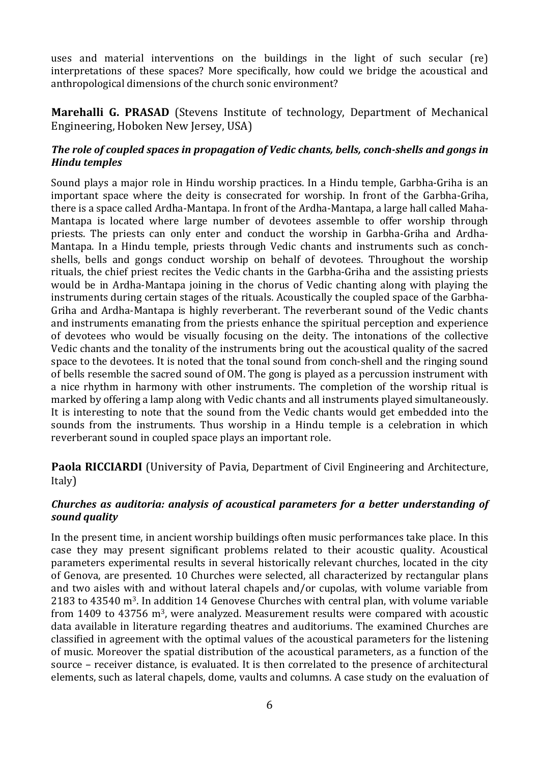uses and material interventions on the buildings in the light of such secular (re) interpretations of these spaces? More specifically, how could we bridge the acoustical and anthropological dimensions of the church sonic environment?

**Marehalli G. PRASAD** (Stevens Institute of technology, Department of Mechanical Engineering, Hoboken New Jersey, USA)

***The role of coupled spaces in propagation of Vedic chants, bells, conch-shells and gongs in Hindu temples***

Sound plays a major role in Hindu worship practices. In a Hindu temple, Garbha-Griha is an important space where the deity is consecrated for worship. In front of the Garbha-Griha, there is a space called Ardha-Mantapa. In front of the Ardha-Mantapa, a large hall called Maha-Mantapa is located where large number of devotees assemble to offer worship through priests. The priests can only enter and conduct the worship in Garbha-Griha and Ardha-Mantapa. In a Hindu temple, priests through Vedic chants and instruments such as conch-shells, bells and gongs conduct worship on behalf of devotees. Throughout the worship rituals, the chief priest recites the Vedic chants in the Garbha-Griha and the assisting priests would be in Ardha-Mantapa joining in the chorus of Vedic chanting along with playing the instruments during certain stages of the rituals. Acoustically the coupled space of the Garbha-Griha and Ardha-Mantapa is highly reverberant. The reverberant sound of the Vedic chants and instruments emanating from the priests enhance the spiritual perception and experience of devotees who would be visually focusing on the deity. The intonations of the collective Vedic chants and the tonality of the instruments bring out the acoustical quality of the sacred space to the devotees. It is noted that the tonal sound from conch-shell and the ringing sound of bells resemble the sacred sound of OM. The gong is played as a percussion instrument with a nice rhythm in harmony with other instruments. The completion of the worship ritual is marked by offering a lamp along with Vedic chants and all instruments played simultaneously. It is interesting to note that the sound from the Vedic chants would get embedded into the sounds from the instruments. Thus worship in a Hindu temple is a celebration in which reverberant sound in coupled space plays an important role.

**Paola RICCIARDI** (University of Pavia, Department of Civil Engineering and Architecture, Italy)

***Churches as auditoria: analysis of acoustical parameters for a better understanding of sound quality***

In the present time, in ancient worship buildings often music performances take place. In this case they may present significant problems related to their acoustic quality. Acoustical parameters experimental results in several historically relevant churches, located in the city of Genova, are presented. 10 Churches were selected, all characterized by rectangular plans and two aisles with and without lateral chapels and/or cupolas, with volume variable from 2183 to 43540 $m^3$. In addition 14 Genovese Churches with central plan, with volume variable from 1409 to 43756 $m^3$, were analyzed. Measurement results were compared with acoustic data available in literature regarding theatres and auditoriums. The examined Churches are classified in agreement with the optimal values of the acoustical parameters for the listening of music. Moreover the spatial distribution of the acoustical parameters, as a function of the source – receiver distance, is evaluated. It is then correlated to the presence of architectural elements, such as lateral chapels, dome, vaults and columns. A case study on the evaluation of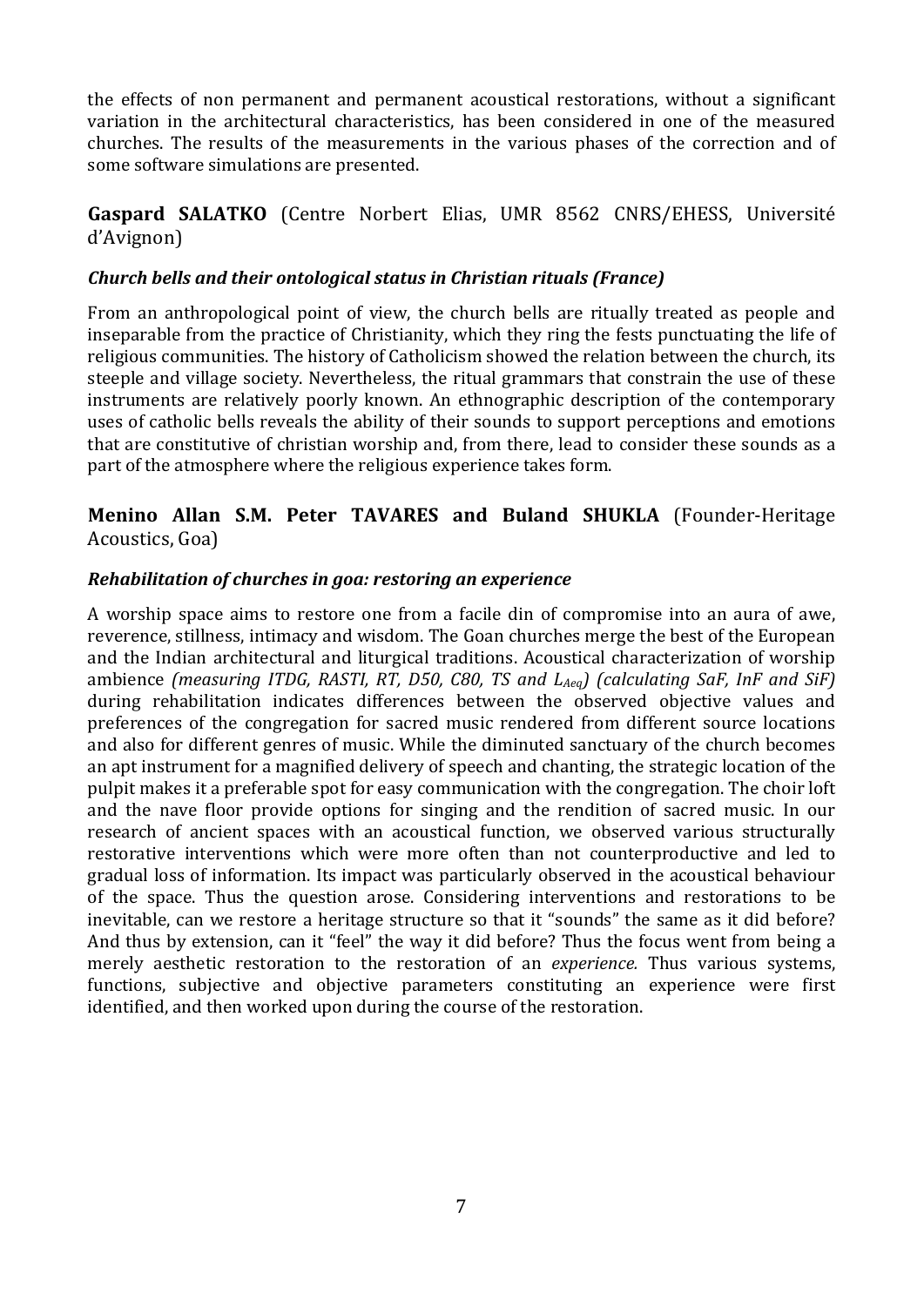the effects of non permanent and permanent acoustical restorations, without a significant variation in the architectural characteristics, has been considered in one of the measured churches. The results of the measurements in the various phases of the correction and of some software simulations are presented.

**Gaspard SALATKO** (Centre Norbert Elias, UMR 8562 CNRS/EHESS, Université d'Avignon)

***Church bells and their ontological status in Christian rituals (France)***

From an anthropological point of view, the church bells are ritually treated as people and inseparable from the practice of Christianity, which they ring the fests punctuating the life of religious communities. The history of Catholicism showed the relation between the church, its steeple and village society. Nevertheless, the ritual grammars that constrain the use of these instruments are relatively poorly known. An ethnographic description of the contemporary uses of catholic bells reveals the ability of their sounds to support perceptions and emotions that are constitutive of christian worship and, from there, lead to consider these sounds as a part of the atmosphere where the religious experience takes form.

**Menino Allan S.M. Peter TAVARES and Buland SHUKLA** (Founder-Heritage Acoustics, Goa)

***Rehabilitation of churches in goa: restoring an experience***

A worship space aims to restore one from a facile din of compromise into an aura of awe, reverence, stillness, intimacy and wisdom. The Goan churches merge the best of the European and the Indian architectural and liturgical traditions. Acoustical characterization of worship ambience *(measuring ITDG, RASTI, RT, D50, C80, TS and* $L_{Aeq}$*) (calculating SaF, InF and SiF)* during rehabilitation indicates differences between the observed objective values and preferences of the congregation for sacred music rendered from different source locations and also for different genres of music. While the diminuted sanctuary of the church becomes an apt instrument for a magnified delivery of speech and chanting, the strategic location of the pulpit makes it a preferable spot for easy communication with the congregation. The choir loft and the nave floor provide options for singing and the rendition of sacred music. In our research of ancient spaces with an acoustical function, we observed various structurally restorative interventions which were more often than not counterproductive and led to gradual loss of information. Its impact was particularly observed in the acoustical behaviour of the space. Thus the question arose. Considering interventions and restorations to be inevitable, can we restore a heritage structure so that it "sounds" the same as it did before? And thus by extension, can it "feel" the way it did before? Thus the focus went from being a merely aesthetic restoration to the restoration of an *experience.* Thus various systems, functions, subjective and objective parameters constituting an experience were first identified, and then worked upon during the course of the restoration.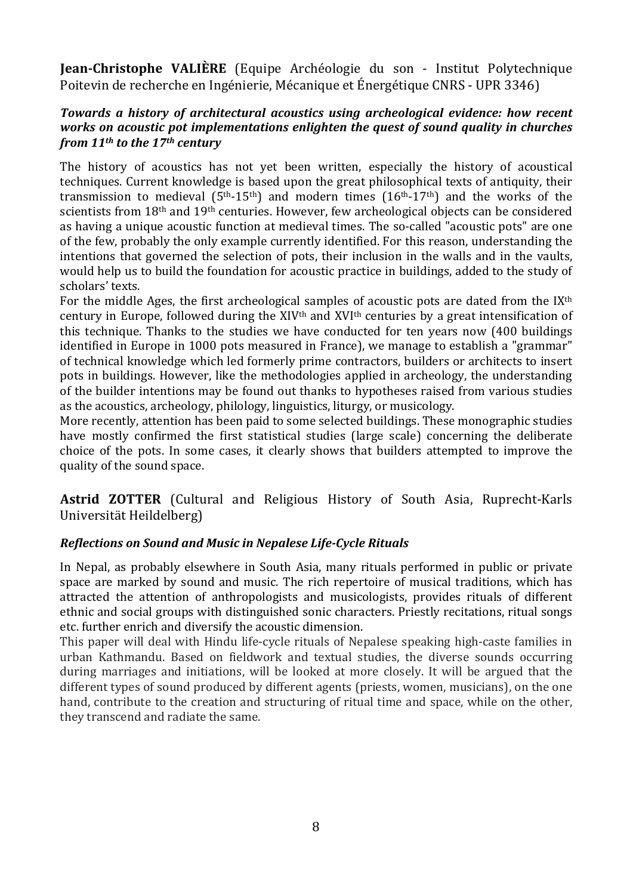**Jean-Christophe VALIÈRE** (Equipe Archéologie du son - Institut Polytechnique Poitevin de recherche en Ingénierie, Mécanique et Énergétique CNRS - UPR 3346)

***Towards a history of architectural acoustics using archeological evidence: how recent works on acoustic pot implementations enlighten the quest of sound quality in churches from 11th to the 17th century***

The history of acoustics has not yet been written, especially the history of acoustical techniques. Current knowledge is based upon the great philosophical texts of antiquity, their transmission to medieval (5th-15th) and modern times (16th-17th) and the works of the scientists from 18th and 19th centuries. However, few archeological objects can be considered as having a unique acoustic function at medieval times. The so-called "acoustic pots" are one of the few, probably the only example currently identified. For this reason, understanding the intentions that governed the selection of pots, their inclusion in the walls and in the vaults, would help us to build the foundation for acoustic practice in buildings, added to the study of scholars' texts.

For the middle Ages, the first archeological samples of acoustic pots are dated from the IXth century in Europe, followed during the XIVth and XVIth centuries by a great intensification of this technique. Thanks to the studies we have conducted for ten years now (400 buildings identified in Europe in 1000 pots measured in France), we manage to establish a "grammar" of technical knowledge which led formerly prime contractors, builders or architects to insert pots in buildings. However, like the methodologies applied in archeology, the understanding of the builder intentions may be found out thanks to hypotheses raised from various studies as the acoustics, archeology, philology, linguistics, liturgy, or musicology.

More recently, attention has been paid to some selected buildings. These monographic studies have mostly confirmed the first statistical studies (large scale) concerning the deliberate choice of the pots. In some cases, it clearly shows that builders attempted to improve the quality of the sound space.

**Astrid ZOTTER** (Cultural and Religious History of South Asia, Ruprecht-Karls Universität Heildelberg)

***Reflections on Sound and Music in Nepalese Life-Cycle Rituals***

In Nepal, as probably elsewhere in South Asia, many rituals performed in public or private space are marked by sound and music. The rich repertoire of musical traditions, which has attracted the attention of anthropologists and musicologists, provides rituals of different ethnic and social groups with distinguished sonic characters. Priestly recitations, ritual songs etc. further enrich and diversify the acoustic dimension.

This paper will deal with Hindu life-cycle rituals of Nepalese speaking high-caste families in urban Kathmandu. Based on fieldwork and textual studies, the diverse sounds occurring during marriages and initiations, will be looked at more closely. It will be argued that the different types of sound produced by different agents (priests, women, musicians), on the one hand, contribute to the creation and structuring of ritual time and space, while on the other, they transcend and radiate the same.